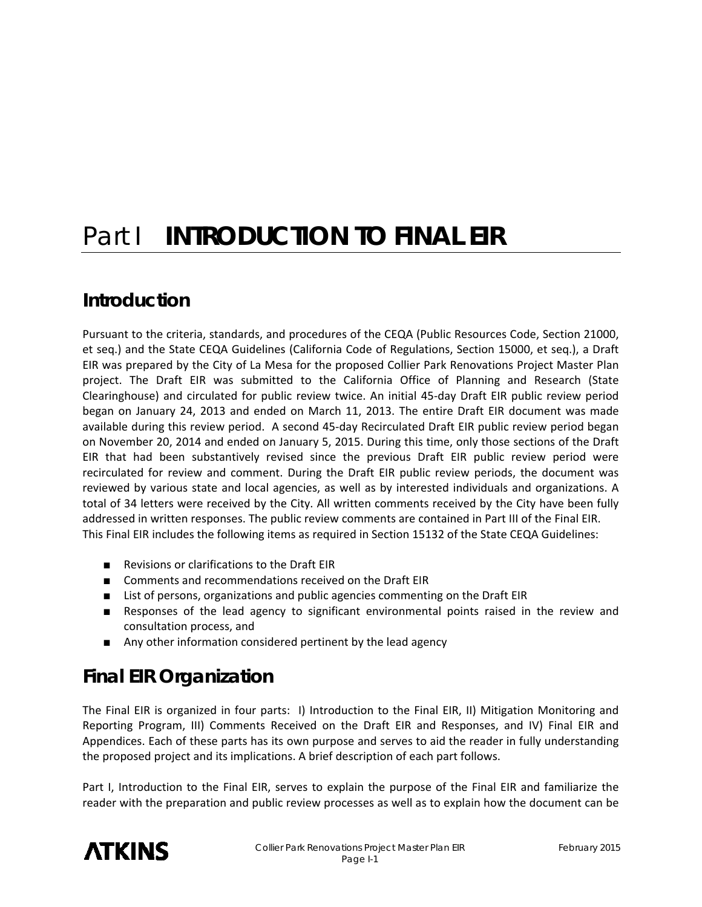# Part I INTRODUCTION TO FINAL EIR

## Introduction

Pursuant to the criteria, standards, and procedures of the CEQA (Public Resources Code, Section 21000, et seq.) and the State CEQA Guidelines (California Code of Regulations, Section 15000, et seq.), a Draft EIR was prepared by the City of La Mesa for the proposed Collier Park Renovations Project Master Plan project. The Draft EIR was submitted to the California Office of Planning and Research (State Clearinghouse) and circulated for public review twice. An initial 45-day Draft EIR public review period began on January 24, 2013 and ended on March 11, 2013. The entire Draft EIR document was made available during this review period. A second 45-day Recirculated Draft EIR public review period began on November 20, 2014 and ended on January 5, 2015. During this time, only those sections of the Draft EIR that had been substantively revised since the previous Draft EIR public review period were recirculated for review and comment. During the Draft EIR public review periods, the document was reviewed by various state and local agencies, as well as by interested individuals and organizations. A total of 34 letters were received by the City. All written comments received by the City have been fully addressed in written responses. The public review comments are contained in Part III of the Final EIR. This Final EIR includes the following items as required in Section 15132 of the State CEQA Guidelines:

- Revisions or clarifications to the Draft EIR
- Comments and recommendations received on the Draft EIR
- List of persons, organizations and public agencies commenting on the Draft EIR
- Responses of the lead agency to significant environmental points raised in the review and consultation process, and
- Any other information considered pertinent by the lead agency

## Final EIR Organization

The Final EIR is organized in four parts: I) Introduction to the Final EIR, II) Mitigation Monitoring and Reporting Program, III) Comments Received on the Draft EIR and Responses, and IV) Final EIR and Appendices. Each of these parts has its own purpose and serves to aid the reader in fully understanding the proposed project and its implications. A brief description of each part follows.

Part I, Introduction to the Final EIR, serves to explain the purpose of the Final EIR and familiarize the reader with the preparation and public review processes as well as to explain how the document can be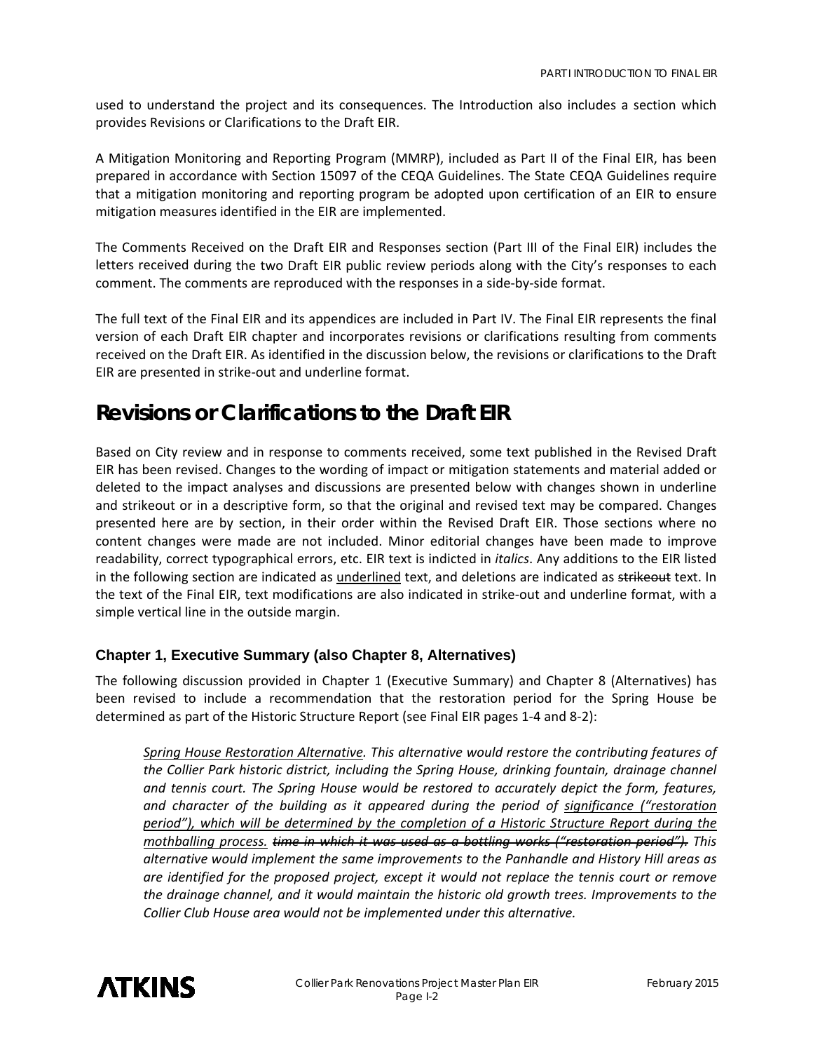used to understand the project and its consequences. The Introduction also includes a section which provides Revisions or Clarifications to the Draft EIR.

A Mitigation Monitoring and Reporting Program (MMRP), included as Part II of the Final EIR, has been prepared in accordance with Section 15097 of the CEQA Guidelines. The State CEQA Guidelines require that a mitigation monitoring and reporting program be adopted upon certification of an EIR to ensure mitigation measures identified in the EIR are implemented.

The Comments Received on the Draft EIR and Responses section (Part III of the Final EIR) includes the letters received during the two Draft EIR public review periods along with the City's responses to each comment. The comments are reproduced with the responses in a side-by-side format.

The full text of the Final EIR and its appendices are included in Part IV. The Final EIR represents the final version of each Draft EIR chapter and incorporates revisions or clarifications resulting from comments received on the Draft EIR. As identified in the discussion below, the revisions or clarifications to the Draft EIR are presented in strike-out and underline format.

## Revisions or Clarifications to the Draft EIR

Based on City review and in response to comments received, some text published in the Revised Draft EIR has been revised. Changes to the wording of impact or mitigation statements and material added or deleted to the impact analyses and discussions are presented below with changes shown in underline and strikeout or in a descriptive form, so that the original and revised text may be compared. Changes presented here are by section, in their order within the Revised Draft EIR. Those sections where no content changes were made are not included. Minor editorial changes have been made to improve readability, correct typographical errors, etc. EIR text is indicted in *italics*. Any additions to the EIR listed in the following section are indicated as <u>underlined</u> text, and deletions are indicated as ~~strikeout~~ text. In the text of the Final EIR, text modifications are also indicated in strike-out and underline format, with a simple vertical line in the outside margin.

### Chapter 1, Executive Summary (also Chapter 8, Alternatives)

The following discussion provided in Chapter 1 (Executive Summary) and Chapter 8 (Alternatives) has been revised to include a recommendation that the restoration period for the Spring House be determined as part of the Historic Structure Report (see Final EIR pages 1-4 and 8-2):

> *<u>Spring House Restoration Alternative</u>. This alternative would restore the contributing features of the Collier Park historic district, including the Spring House, drinking fountain, drainage channel and tennis court. The Spring House would be restored to accurately depict the form, features, and character of the building as it appeared during the period of <u>significance ("restoration period"), which will be determined by the completion of a Historic Structure Report during the mothballing process.</u> ~~time in which it was used as a bottling works ("restoration period").~~ This alternative would implement the same improvements to the Panhandle and History Hill areas as are identified for the proposed project, except it would not replace the tennis court or remove the drainage channel, and it would maintain the historic old growth trees. Improvements to the Collier Club House area would not be implemented under this alternative.*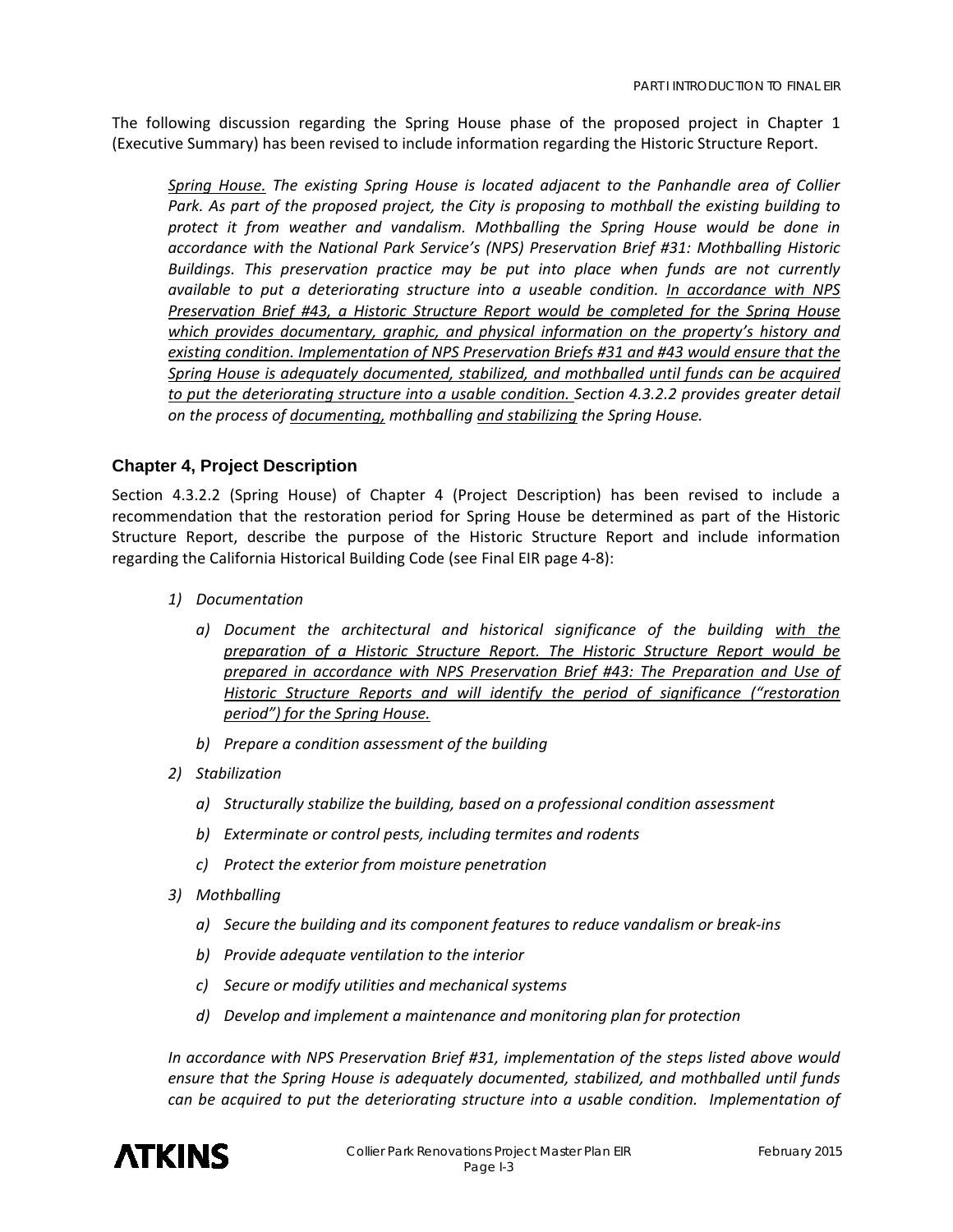The following discussion regarding the Spring House phase of the proposed project in Chapter 1 (Executive Summary) has been revised to include information regarding the Historic Structure Report.

> *<u>Spring House.</u> The existing Spring House is located adjacent to the Panhandle area of Collier Park. As part of the proposed project, the City is proposing to mothball the existing building to protect it from weather and vandalism. Mothballing the Spring House would be done in accordance with the National Park Service's (NPS) Preservation Brief #31: Mothballing Historic Buildings. This preservation practice may be put into place when funds are not currently available to put a deteriorating structure into a useable condition. <u>In accordance with NPS Preservation Brief #43, a Historic Structure Report would be completed for the Spring House which provides documentary, graphic, and physical information on the property's history and existing condition. Implementation of NPS Preservation Briefs #31 and #43 would ensure that the Spring House is adequately documented, stabilized, and mothballed until funds can be acquired to put the deteriorating structure into a usable condition.</u> Section 4.3.2.2 provides greater detail on the process of <u>documenting,</u> mothballing <u>and stabilizing</u> the Spring House.*

### Chapter 4, Project Description

Section 4.3.2.2 (Spring House) of Chapter 4 (Project Description) has been revised to include a recommendation that the restoration period for Spring House be determined as part of the Historic Structure Report, describe the purpose of the Historic Structure Report and include information regarding the California Historical Building Code (see Final EIR page 4-8):

> *1) Documentation*
>
> *a) Document the architectural and historical significance of the building <u>with the preparation of a Historic Structure Report. The Historic Structure Report would be prepared in accordance with NPS Preservation Brief #43: The Preparation and Use of Historic Structure Reports and will identify the period of significance ("restoration period") for the Spring House.</u>*
>
> *b) Prepare a condition assessment of the building*
>
> *2) Stabilization*
>
> *a) Structurally stabilize the building, based on a professional condition assessment*
>
> *b) Exterminate or control pests, including termites and rodents*
>
> *c) Protect the exterior from moisture penetration*
>
> *3) Mothballing*
>
> *a) Secure the building and its component features to reduce vandalism or break-ins*
>
> *b) Provide adequate ventilation to the interior*
>
> *c) Secure or modify utilities and mechanical systems*
>
> *d) Develop and implement a maintenance and monitoring plan for protection*
>
> *In accordance with NPS Preservation Brief #31, implementation of the steps listed above would ensure that the Spring House is adequately documented, stabilized, and mothballed until funds can be acquired to put the deteriorating structure into a usable condition. Implementation of*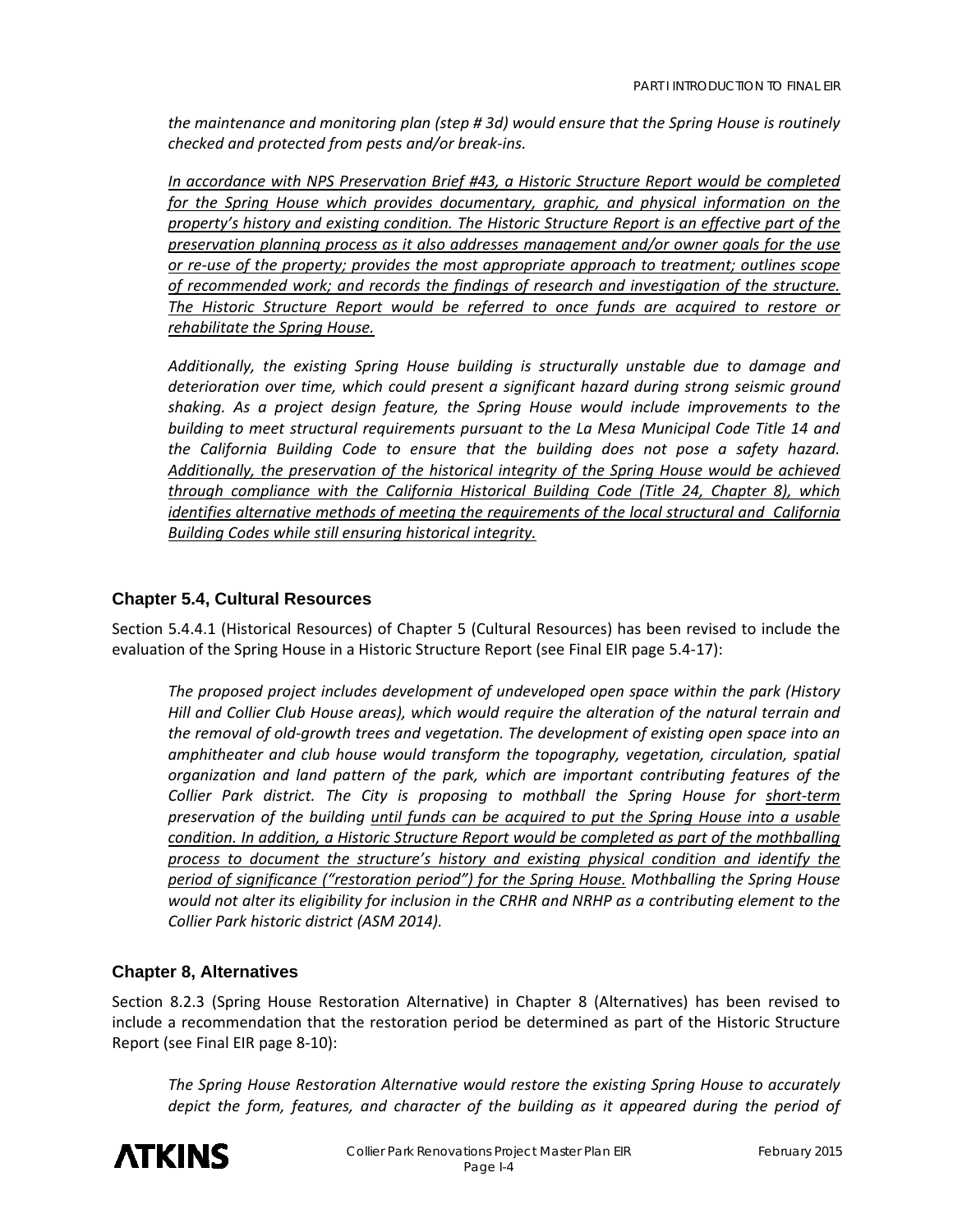*the maintenance and monitoring plan (step # 3d) would ensure that the Spring House is routinely checked and protected from pests and/or break-ins.*

<u>*In accordance with NPS Preservation Brief #43, a Historic Structure Report would be completed for the Spring House which provides documentary, graphic, and physical information on the property's history and existing condition. The Historic Structure Report is an effective part of the preservation planning process as it also addresses management and/or owner goals for the use or re-use of the property; provides the most appropriate approach to treatment; outlines scope of recommended work; and records the findings of research and investigation of the structure. The Historic Structure Report would be referred to once funds are acquired to restore or rehabilitate the Spring House.*</u>

*Additionally, the existing Spring House building is structurally unstable due to damage and deterioration over time, which could present a significant hazard during strong seismic ground shaking. As a project design feature, the Spring House would include improvements to the building to meet structural requirements pursuant to the La Mesa Municipal Code Title 14 and the California Building Code to ensure that the building does not pose a safety hazard.* <u>*Additionally, the preservation of the historical integrity of the Spring House would be achieved through compliance with the California Historical Building Code (Title 24, Chapter 8), which identifies alternative methods of meeting the requirements of the local structural and California Building Codes while still ensuring historical integrity.*</u>

## Chapter 5.4, Cultural Resources

Section 5.4.4.1 (Historical Resources) of Chapter 5 (Cultural Resources) has been revised to include the evaluation of the Spring House in a Historic Structure Report (see Final EIR page 5.4-17):

*The proposed project includes development of undeveloped open space within the park (History Hill and Collier Club House areas), which would require the alteration of the natural terrain and the removal of old-growth trees and vegetation. The development of existing open space into an amphitheater and club house would transform the topography, vegetation, circulation, spatial organization and land pattern of the park, which are important contributing features of the Collier Park district. The City is proposing to mothball the Spring House for* <u>*short-term*</u> *preservation of the building* <u>*until funds can be acquired to put the Spring House into a usable condition. In addition, a Historic Structure Report would be completed as part of the mothballing process to document the structure's history and existing physical condition and identify the period of significance ("restoration period") for the Spring House.*</u> *Mothballing the Spring House would not alter its eligibility for inclusion in the CRHR and NRHP as a contributing element to the Collier Park historic district (ASM 2014).*

## Chapter 8, Alternatives

Section 8.2.3 (Spring House Restoration Alternative) in Chapter 8 (Alternatives) has been revised to include a recommendation that the restoration period be determined as part of the Historic Structure Report (see Final EIR page 8-10):

*The Spring House Restoration Alternative would restore the existing Spring House to accurately depict the form, features, and character of the building as it appeared during the period of*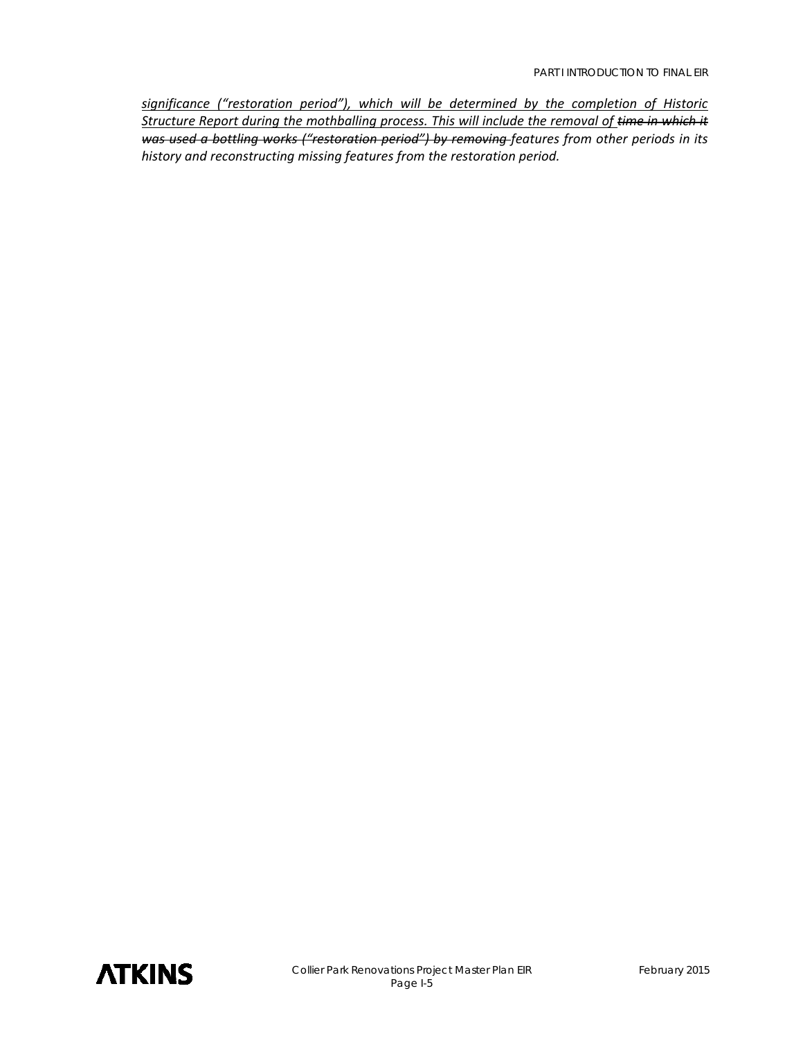*<u>significance ("restoration period"), which will be determined by the completion of Historic Structure Report during the mothballing process. This will include the removal of</u> ~~time in which it was used a bottling works ("restoration period") by removing~~ features from other periods in its history and reconstructing missing features from the restoration period.*